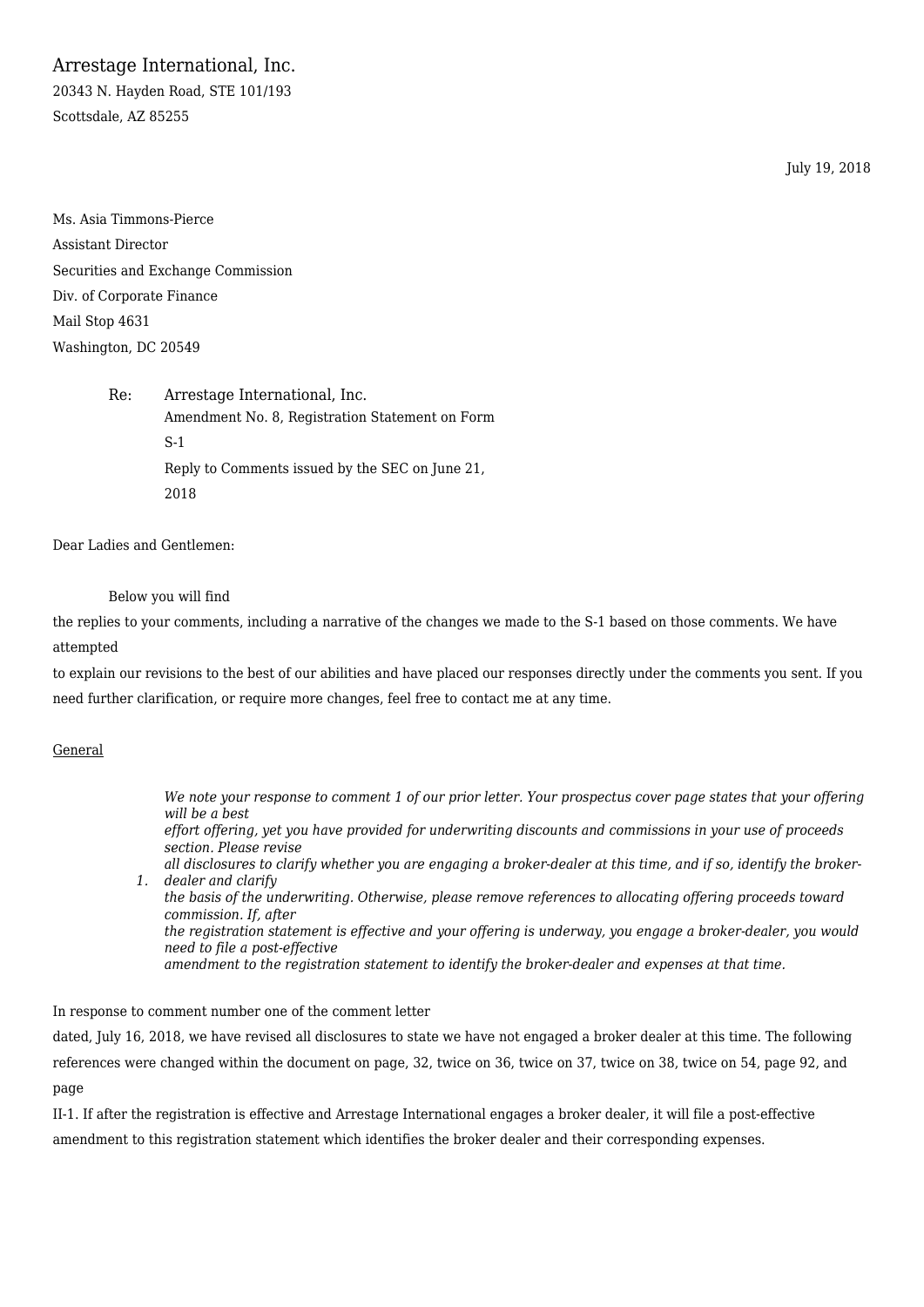Arrestage International, Inc.

20343 N. Hayden Road, STE 101/193

Scottsdale, AZ 85255

July 19, 2018

Ms. Asia Timmons-Pierce

Assistant Director

Securities and Exchange Commission

Div. of Corporate Finance

Mail Stop 4631

Washington, DC 20549

Re: Arrestage International, Inc.
Amendment No. 8, Registration Statement on Form S-1
Reply to Comments issued by the SEC on June 21, 2018

Dear Ladies and Gentlemen:

Below you will find the replies to your comments, including a narrative of the changes we made to the S-1 based on those comments. We have attempted to explain our revisions to the best of our abilities and have placed our responses directly under the comments you sent. If you need further clarification, or require more changes, feel free to contact me at any time.

General

1. *We note your response to comment 1 of our prior letter. Your prospectus cover page states that your offering will be a best effort offering, yet you have provided for underwriting discounts and commissions in your use of proceeds section. Please revise all disclosures to clarify whether you are engaging a broker-dealer at this time, and if so, identify the broker-dealer and clarify the basis of the underwriting. Otherwise, please remove references to allocating offering proceeds toward commission. If, after the registration statement is effective and your offering is underway, you engage a broker-dealer, you would need to file a post-effective amendment to the registration statement to identify the broker-dealer and expenses at that time.*

In response to comment number one of the comment letter dated, July 16, 2018, we have revised all disclosures to state we have not engaged a broker dealer at this time. The following references were changed within the document on page, 32, twice on 36, twice on 37, twice on 38, twice on 54, page 92, and page II-1. If after the registration is effective and Arrestage International engages a broker dealer, it will file a post-effective amendment to this registration statement which identifies the broker dealer and their corresponding expenses.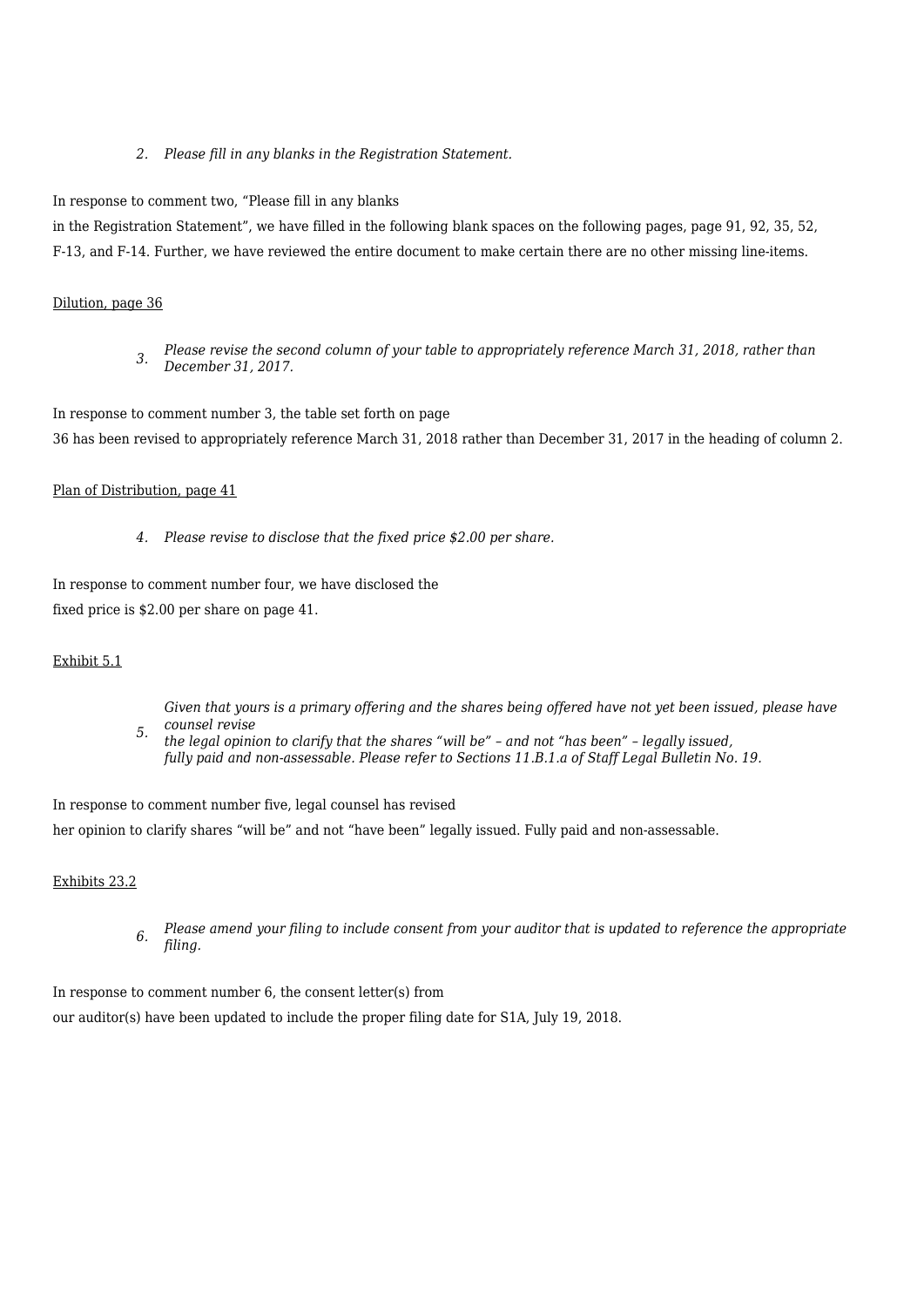2. *Please fill in any blanks in the Registration Statement.*

In response to comment two, "Please fill in any blanks in the Registration Statement", we have filled in the following blank spaces on the following pages, page 91, 92, 35, 52, F-13, and F-14. Further, we have reviewed the entire document to make certain there are no other missing line-items.

<u>Dilution, page 36</u>

3. *Please revise the second column of your table to appropriately reference March 31, 2018, rather than December 31, 2017.*

In response to comment number 3, the table set forth on page 36 has been revised to appropriately reference March 31, 2018 rather than December 31, 2017 in the heading of column 2.

<u>Plan of Distribution, page 41</u>

4. *Please revise to disclose that the fixed price $2.00 per share.*

In response to comment number four, we have disclosed the fixed price is $2.00 per share on page 41.

<u>Exhibit 5.1</u>

5. *Given that yours is a primary offering and the shares being offered have not yet been issued, please have counsel revise the legal opinion to clarify that the shares "will be" – and not "has been" – legally issued, fully paid and non-assessable. Please refer to Sections 11.B.1.a of Staff Legal Bulletin No. 19.*

In response to comment number five, legal counsel has revised her opinion to clarify shares "will be" and not "have been" legally issued. Fully paid and non-assessable.

<u>Exhibits 23.2</u>

6. *Please amend your filing to include consent from your auditor that is updated to reference the appropriate filing.*

In response to comment number 6, the consent letter(s) from our auditor(s) have been updated to include the proper filing date for S1A, July 19, 2018.